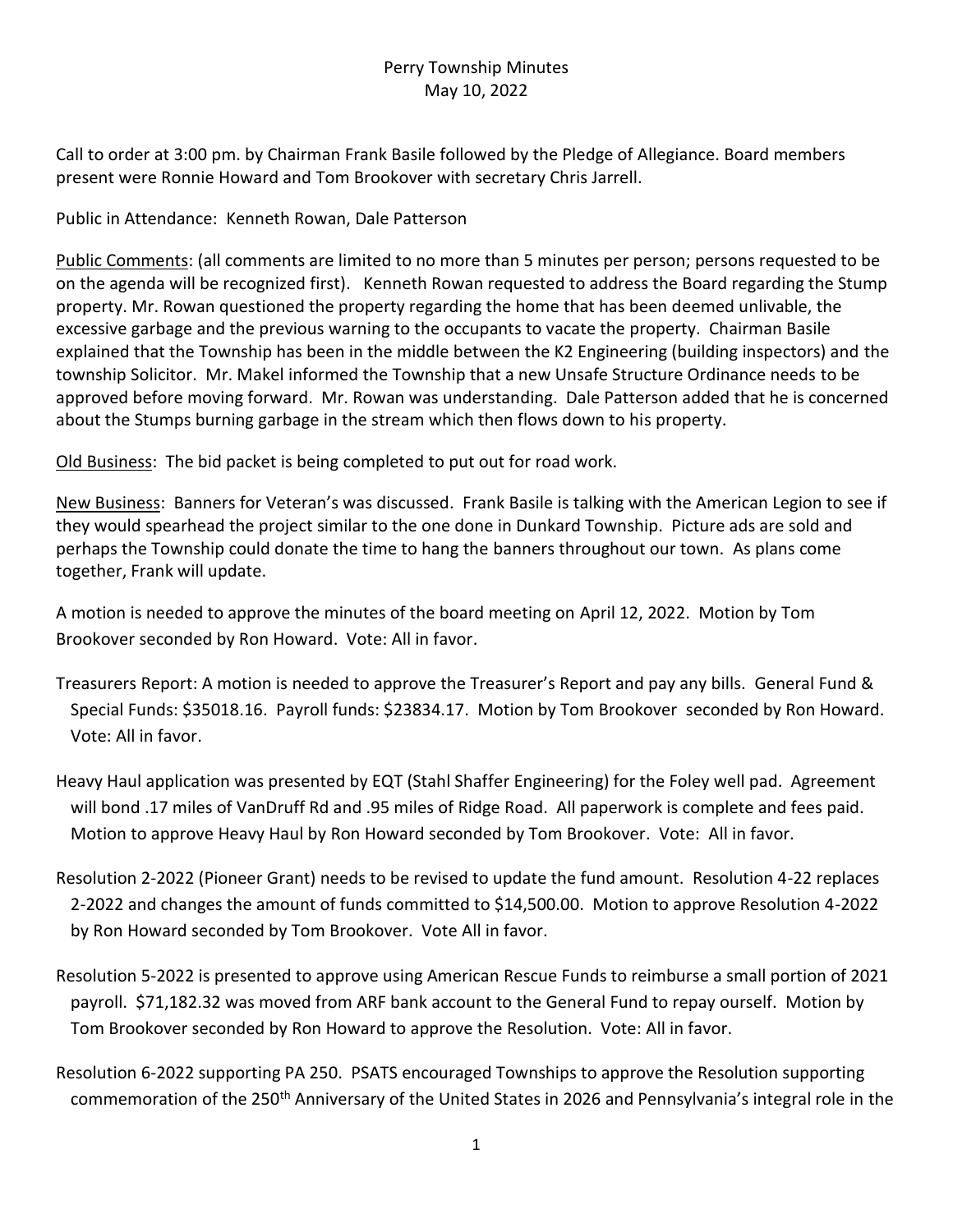Perry Township Minutes
May 10, 2022

Call to order at 3:00 pm. by Chairman Frank Basile followed by the Pledge of Allegiance. Board members present were Ronnie Howard and Tom Brookover with secretary Chris Jarrell.

Public in Attendance: Kenneth Rowan, Dale Patterson

Public Comments: (all comments are limited to no more than 5 minutes per person; persons requested to be on the agenda will be recognized first). Kenneth Rowan requested to address the Board regarding the Stump property. Mr. Rowan questioned the property regarding the home that has been deemed unlivable, the excessive garbage and the previous warning to the occupants to vacate the property. Chairman Basile explained that the Township has been in the middle between the K2 Engineering (building inspectors) and the township Solicitor. Mr. Makel informed the Township that a new Unsafe Structure Ordinance needs to be approved before moving forward. Mr. Rowan was understanding. Dale Patterson added that he is concerned about the Stumps burning garbage in the stream which then flows down to his property.

Old Business: The bid packet is being completed to put out for road work.

New Business: Banners for Veteran's was discussed. Frank Basile is talking with the American Legion to see if they would spearhead the project similar to the one done in Dunkard Township. Picture ads are sold and perhaps the Township could donate the time to hang the banners throughout our town. As plans come together, Frank will update.

A motion is needed to approve the minutes of the board meeting on April 12, 2022. Motion by Tom Brookover seconded by Ron Howard. Vote: All in favor.

Treasurers Report: A motion is needed to approve the Treasurer's Report and pay any bills. General Fund & Special Funds: $35018.16. Payroll funds: $23834.17. Motion by Tom Brookover seconded by Ron Howard. Vote: All in favor.

Heavy Haul application was presented by EQT (Stahl Shaffer Engineering) for the Foley well pad. Agreement will bond .17 miles of VanDruff Rd and .95 miles of Ridge Road. All paperwork is complete and fees paid. Motion to approve Heavy Haul by Ron Howard seconded by Tom Brookover. Vote: All in favor.

Resolution 2-2022 (Pioneer Grant) needs to be revised to update the fund amount. Resolution 4-22 replaces 2-2022 and changes the amount of funds committed to $14,500.00. Motion to approve Resolution 4-2022 by Ron Howard seconded by Tom Brookover. Vote All in favor.

Resolution 5-2022 is presented to approve using American Rescue Funds to reimburse a small portion of 2021 payroll. $71,182.32 was moved from ARF bank account to the General Fund to repay ourself. Motion by Tom Brookover seconded by Ron Howard to approve the Resolution. Vote: All in favor.

Resolution 6-2022 supporting PA 250. PSATS encouraged Townships to approve the Resolution supporting commemoration of the 250th Anniversary of the United States in 2026 and Pennsylvania's integral role in the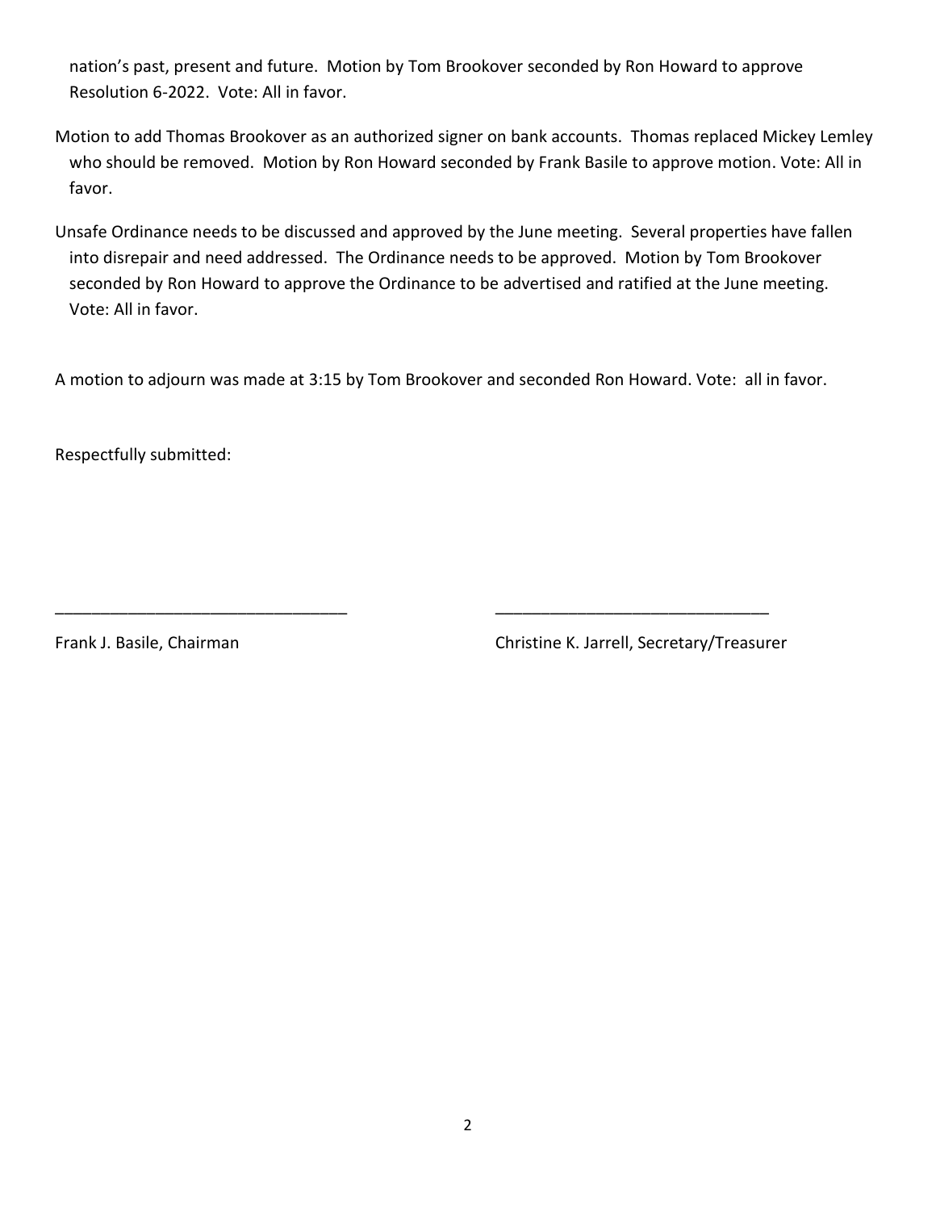nation's past, present and future. Motion by Tom Brookover seconded by Ron Howard to approve Resolution 6-2022. Vote: All in favor.

Motion to add Thomas Brookover as an authorized signer on bank accounts. Thomas replaced Mickey Lemley who should be removed. Motion by Ron Howard seconded by Frank Basile to approve motion. Vote: All in favor.

Unsafe Ordinance needs to be discussed and approved by the June meeting. Several properties have fallen into disrepair and need addressed. The Ordinance needs to be approved. Motion by Tom Brookover seconded by Ron Howard to approve the Ordinance to be advertised and ratified at the June meeting. Vote: All in favor.

A motion to adjourn was made at 3:15 by Tom Brookover and seconded Ron Howard. Vote: all in favor.

Respectfully submitted:

_________________________________ _______________________________

Frank J. Basile, Chairman Christine K. Jarrell, Secretary/Treasurer